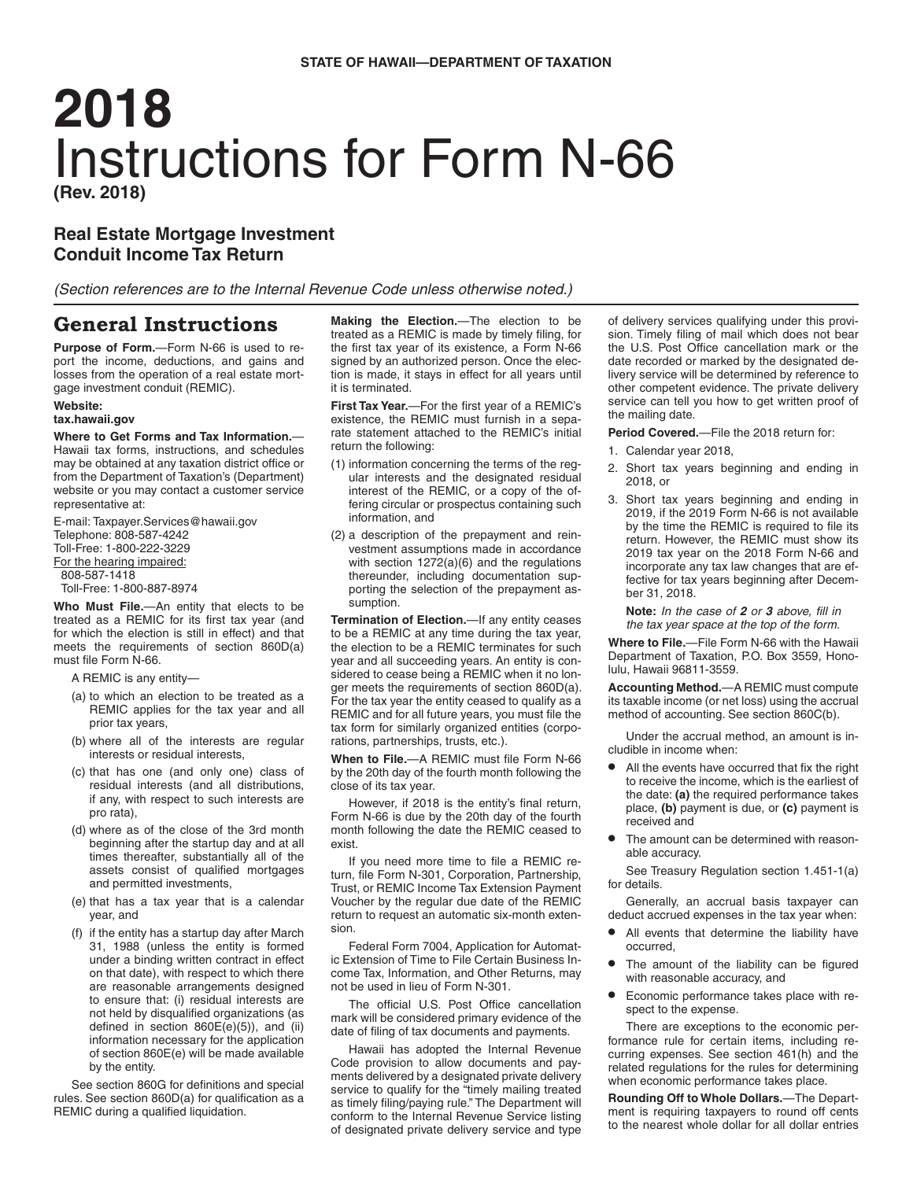STATE OF HAWAII—DEPARTMENT OF TAXATION

# 2018
# Instructions for Form N-66

**(Rev. 2018)**

## Real Estate Mortgage Investment Conduit Income Tax Return

*(Section references are to the Internal Revenue Code unless otherwise noted.)*

## General Instructions

**Purpose of Form.**—Form N-66 is used to report the income, deductions, and gains and losses from the operation of a real estate mortgage investment conduit (REMIC).

**Website:**
**tax.hawaii.gov**

**Where to Get Forms and Tax Information.**—Hawaii tax forms, instructions, and schedules may be obtained at any taxation district office or from the Department of Taxation's (Department) website or you may contact a customer service representative at:

E-mail: Taxpayer.Services@hawaii.gov
Telephone: 808-587-4242
Toll-Free: 1-800-222-3229
For the hearing impaired:
808-587-1418
Toll-Free: 1-800-887-8974

**Who Must File.**—An entity that elects to be treated as a REMIC for its first tax year (and for which the election is still in effect) and that meets the requirements of section 860D(a) must file Form N-66.

A REMIC is any entity—

(a) to which an election to be treated as a REMIC applies for the tax year and all prior tax years,

(b) where all of the interests are regular interests or residual interests,

(c) that has one (and only one) class of residual interests (and all distributions, if any, with respect to such interests are pro rata),

(d) where as of the close of the 3rd month beginning after the startup day and at all times thereafter, substantially all of the assets consist of qualified mortgages and permitted investments,

(e) that has a tax year that is a calendar year, and

(f) if the entity has a startup day after March 31, 1988 (unless the entity is formed under a binding written contract in effect on that date), with respect to which there are reasonable arrangements designed to ensure that: (i) residual interests are not held by disqualified organizations (as defined in section 860E(e)(5)), and (ii) information necessary for the application of section 860E(e) will be made available by the entity.

See section 860G for definitions and special rules. See section 860D(a) for qualification as a REMIC during a qualified liquidation.

**Making the Election.**—The election to be treated as a REMIC is made by timely filing, for the first tax year of its existence, a Form N-66 signed by an authorized person. Once the election is made, it stays in effect for all years until it is terminated.

**First Tax Year.**—For the first year of a REMIC's existence, the REMIC must furnish in a separate statement attached to the REMIC's initial return the following:

(1) information concerning the terms of the regular interests and the designated residual interest of the REMIC, or a copy of the offering circular or prospectus containing such information, and

(2) a description of the prepayment and reinvestment assumptions made in accordance with section 1272(a)(6) and the regulations thereunder, including documentation supporting the selection of the prepayment assumption.

**Termination of Election.**—If any entity ceases to be a REMIC at any time during the tax year, the election to be a REMIC terminates for such year and all succeeding years. An entity is considered to cease being a REMIC when it no longer meets the requirements of section 860D(a). For the tax year the entity ceased to qualify as a REMIC and for all future years, you must file the tax form for similarly organized entities (corporations, partnerships, trusts, etc.).

**When to File.**—A REMIC must file Form N-66 by the 20th day of the fourth month following the close of its tax year.

However, if 2018 is the entity's final return, Form N-66 is due by the 20th day of the fourth month following the date the REMIC ceased to exist.

If you need more time to file a REMIC return, file Form N-301, Corporation, Partnership, Trust, or REMIC Income Tax Extension Payment Voucher by the regular due date of the REMIC return to request an automatic six-month extension.

Federal Form 7004, Application for Automatic Extension of Time to File Certain Business Income Tax, Information, and Other Returns, may not be used in lieu of Form N-301.

The official U.S. Post Office cancellation mark will be considered primary evidence of the date of filing of tax documents and payments.

Hawaii has adopted the Internal Revenue Code provision to allow documents and payments delivered by a designated private delivery service to qualify for the "timely mailing treated as timely filing/paying rule." The Department will conform to the Internal Revenue Service listing of designated private delivery service and type of delivery services qualifying under this provision. Timely filing of mail which does not bear the U.S. Post Office cancellation mark or the date recorded or marked by the designated delivery service will be determined by reference to other competent evidence. The private delivery service can tell you how to get written proof of the mailing date.

**Period Covered.**—File the 2018 return for:

1. Calendar year 2018,
2. Short tax years beginning and ending in 2018, or
3. Short tax years beginning and ending in 2019, if the 2019 Form N-66 is not available by the time the REMIC is required to file its return. However, the REMIC must show its 2019 tax year on the 2018 Form N-66 and incorporate any tax law changes that are effective for tax years beginning after December 31, 2018.

**Note:** *In the case of **2** or **3** above, fill in the tax year space at the top of the form.*

**Where to File.**—File Form N-66 with the Hawaii Department of Taxation, P.O. Box 3559, Honolulu, Hawaii 96811-3559.

**Accounting Method.**—A REMIC must compute its taxable income (or net loss) using the accrual method of accounting. See section 860C(b).

Under the accrual method, an amount is includible in income when:

- All the events have occurred that fix the right to receive the income, which is the earliest of the date: **(a)** the required performance takes place, **(b)** payment is due, or **(c)** payment is received and
- The amount can be determined with reasonable accuracy.

See Treasury Regulation section 1.451-1(a) for details.

Generally, an accrual basis taxpayer can deduct accrued expenses in the tax year when:

- All events that determine the liability have occurred,
- The amount of the liability can be figured with reasonable accuracy, and
- Economic performance takes place with respect to the expense.

There are exceptions to the economic performance rule for certain items, including recurring expenses. See section 461(h) and the related regulations for the rules for determining when economic performance takes place.

**Rounding Off to Whole Dollars.**—The Department is requiring taxpayers to round off cents to the nearest whole dollar for all dollar entries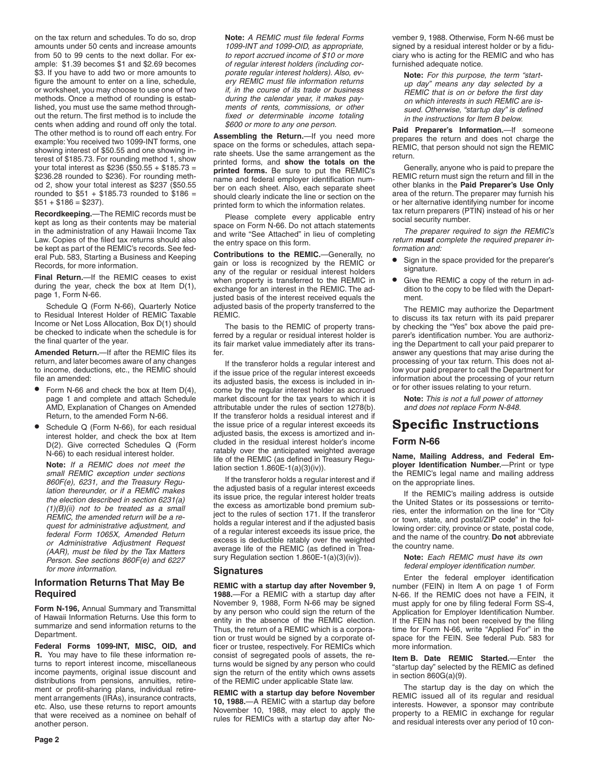on the tax return and schedules. To do so, drop amounts under 50 cents and increase amounts from 50 to 99 cents to the next dollar. For example: $1.39 becomes $1 and $2.69 becomes $3. If you have to add two or more amounts to figure the amount to enter on a line, schedule, or worksheet, you may choose to use one of two methods. Once a method of rounding is established, you must use the same method throughout the return. The first method is to include the cents when adding and round off only the total. The other method is to round off each entry. For example: You received two 1099-INT forms, one showing interest of $50.55 and one showing interest of $185.73. For rounding method 1, show your total interest as $236 ($50.55 + $185.73 = $236.28 rounded to $236). For rounding method 2, show your total interest as $237 ($50.55 rounded to $51 + $185.73 rounded to $186 = $51 + $186 = $237).

**Recordkeeping.**—The REMIC records must be kept as long as their contents may be material in the administration of any Hawaii Income Tax Law. Copies of the filed tax returns should also be kept as part of the REMIC's records. See federal Pub. 583, Starting a Business and Keeping Records, for more information.

**Final Return.**—If the REMIC ceases to exist during the year, check the box at Item D(1), page 1, Form N-66.

Schedule Q (Form N-66), Quarterly Notice to Residual Interest Holder of REMIC Taxable Income or Net Loss Allocation, Box D(1) should be checked to indicate when the schedule is for the final quarter of the year.

**Amended Return.**—If after the REMIC files its return, and later becomes aware of any changes to income, deductions, etc., the REMIC should file an amended:

- Form N-66 and check the box at Item D(4), page 1 and complete and attach Schedule AMD, Explanation of Changes on Amended Return, to the amended Form N-66.
- Schedule Q (Form N-66), for each residual interest holder, and check the box at Item D(2). Give corrected Schedules Q (Form N-66) to each residual interest holder.

**Note:** *If a REMIC does not meet the small REMIC exception under sections 860F(e), 6231, and the Treasury Regulation thereunder, or if a REMIC makes the election described in section 6231(a)(1)(B)(ii) not to be treated as a small REMIC, the amended return will be a request for administrative adjustment, and federal Form 1065X, Amended Return or Administrative Adjustment Request (AAR), must be filed by the Tax Matters Person. See sections 860F(e) and 6227 for more information.*

### Information Returns That May Be Required

**Form N-196,** Annual Summary and Transmittal of Hawaii Information Returns. Use this form to summarize and send information returns to the Department.

**Federal Forms 1099-INT, MISC, OID, and R.** You may have to file these information returns to report interest income, miscellaneous income payments, original issue discount and distributions from pensions, annuities, retirement or profit-sharing plans, individual retirement arrangements (IRAs), insurance contracts, etc. Also, use these returns to report amounts that were received as a nominee on behalf of another person.

**Note:** *A REMIC must file federal Forms 1099-INT and 1099-OID, as appropriate, to report accrued income of $10 or more of regular interest holders (including corporate regular interest holders). Also, every REMIC must file information returns if, in the course of its trade or business during the calendar year, it makes payments of rents, commissions, or other fixed or determinable income totaling $600 or more to any one person.*

**Assembling the Return.**—If you need more space on the forms or schedules, attach separate sheets. Use the same arrangement as the printed forms, and **show the totals on the printed forms.** Be sure to put the REMIC's name and federal employer identification number on each sheet. Also, each separate sheet should clearly indicate the line or section on the printed form to which the information relates.

Please complete every applicable entry space on Form N-66. Do not attach statements and write "See Attached" in lieu of completing the entry space on this form.

**Contributions to the REMIC.**—Generally, no gain or loss is recognized by the REMIC or any of the regular or residual interest holders when property is transferred to the REMIC in exchange for an interest in the REMIC. The adjusted basis of the interest received equals the adjusted basis of the property transferred to the REMIC.

The basis to the REMIC of property transferred by a regular or residual interest holder is its fair market value immediately after its transfer.

If the transferor holds a regular interest and if the issue price of the regular interest exceeds its adjusted basis, the excess is included in income by the regular interest holder as accrued market discount for the tax years to which it is attributable under the rules of section 1278(b). If the transferor holds a residual interest and if the issue price of a regular interest exceeds its adjusted basis, the excess is amortized and included in the residual interest holder's income ratably over the anticipated weighted average life of the REMIC (as defined in Treasury Regulation section 1.860E-1(a)(3)(iv)).

If the transferor holds a regular interest and if the adjusted basis of a regular interest exceeds its issue price, the regular interest holder treats the excess as amortizable bond premium subject to the rules of section 171. If the transferor holds a regular interest and if the adjusted basis of a regular interest exceeds its issue price, the excess is deductible ratably over the weighted average life of the REMIC (as defined in Treasury Regulation section 1.860E-1(a)(3)(iv)).

### Signatures

**REMIC with a startup day after November 9, 1988.**—For a REMIC with a startup day after November 9, 1988, Form N-66 may be signed by any person who could sign the return of the entity in the absence of the REMIC election. Thus, the return of a REMIC which is a corporation or trust would be signed by a corporate officer or trustee, respectively. For REMICs which consist of segregated pools of assets, the returns would be signed by any person who could sign the return of the entity which owns assets of the REMIC under applicable State law.

**REMIC with a startup day before November 10, 1988.**—A REMIC with a startup day before November 10, 1988, may elect to apply the rules for REMICs with a startup day after November 9, 1988. Otherwise, Form N-66 must be signed by a residual interest holder or by a fiduciary who is acting for the REMIC and who has furnished adequate notice.

**Note:** *For this purpose, the term "startup day" means any day selected by a REMIC that is on or before the first day on which interests in such REMIC are issued. Otherwise, "startup day" is defined in the instructions for Item B below.*

**Paid Preparer's Information.**—If someone prepares the return and does not charge the REMIC, that person should not sign the REMIC return.

Generally, anyone who is paid to prepare the REMIC return must sign the return and fill in the other blanks in the **Paid Preparer's Use Only** area of the return. The preparer may furnish his or her alternative identifying number for income tax return preparers (PTIN) instead of his or her social security number.

*The preparer required to sign the REMIC's return **must** complete the required preparer information and:*

- Sign in the space provided for the preparer's signature.
- Give the REMIC a copy of the return in addition to the copy to be filed with the Department.

The REMIC may authorize the Department to discuss its tax return with its paid preparer by checking the "Yes" box above the paid preparer's identification number. You are authorizing the Department to call your paid preparer to answer any questions that may arise during the processing of your tax return. This does not allow your paid preparer to call the Department for information about the processing of your return or for other issues relating to your return.

**Note:** *This is not a full power of attorney and does not replace Form N-848.*

# Specific Instructions

## Form N-66

**Name, Mailing Address, and Federal Employer Identification Number.**—Print or type the REMIC's legal name and mailing address on the appropriate lines.

If the REMIC's mailing address is outside the United States or its possessions or territories, enter the information on the line for "City or town, state, and postal/ZIP code" in the following order: city, province or state, postal code, and the name of the country. **Do not** abbreviate the country name.

**Note:** *Each REMIC must have its own federal employer identification number.*

Enter the federal employer identification number (FEIN) in Item A on page 1 of Form N-66. If the REMIC does not have a FEIN, it must apply for one by filing federal Form SS-4, Application for Employer Identification Number. If the FEIN has not been received by the filing time for Form N-66, write "Applied For" in the space for the FEIN. See federal Pub. 583 for more information.

**Item B. Date REMIC Started.**—Enter the "startup day" selected by the REMIC as defined in section 860G(a)(9).

The startup day is the day on which the REMIC issued all of its regular and residual interests. However, a sponsor may contribute property to a REMIC in exchange for regular and residual interests over any period of 10 con-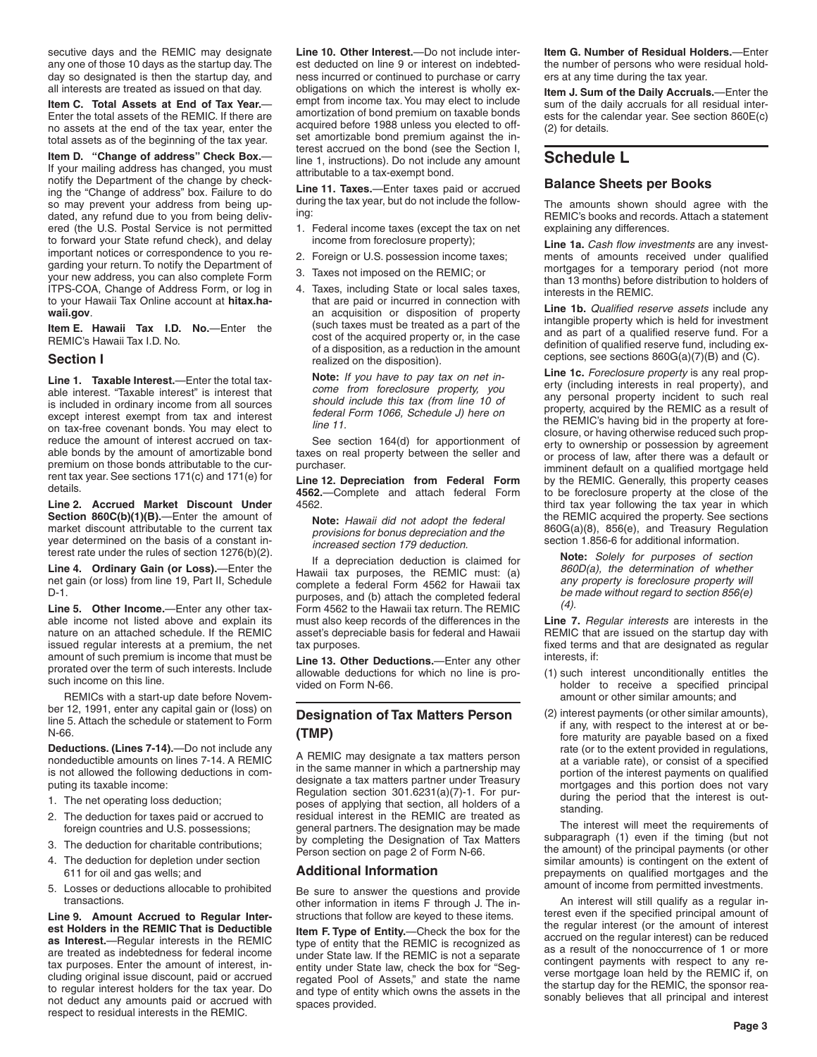secutive days and the REMIC may designate any one of those 10 days as the startup day. The day so designated is then the startup day, and all interests are treated as issued on that day.

**Item C. Total Assets at End of Tax Year.**—Enter the total assets of the REMIC. If there are no assets at the end of the tax year, enter the total assets as of the beginning of the tax year.

**Item D. "Change of address" Check Box.**—If your mailing address has changed, you must notify the Department of the change by checking the "Change of address" box. Failure to do so may prevent your address from being updated, any refund due to you from being delivered (the U.S. Postal Service is not permitted to forward your State refund check), and delay important notices or correspondence to you regarding your return. To notify the Department of your new address, you can also complete Form ITPS-COA, Change of Address Form, or log in to your Hawaii Tax Online account at **hitax.hawaii.gov**.

**Item E. Hawaii Tax I.D. No.**—Enter the REMIC's Hawaii Tax I.D. No.

### Section I

**Line 1. Taxable Interest.**—Enter the total taxable interest. "Taxable interest" is interest that is included in ordinary income from all sources except interest exempt from tax and interest on tax-free covenant bonds. You may elect to reduce the amount of interest accrued on taxable bonds by the amount of amortizable bond premium on those bonds attributable to the current tax year. See sections 171(c) and 171(e) for details.

**Line 2. Accrued Market Discount Under Section 860C(b)(1)(B).**—Enter the amount of market discount attributable to the current tax year determined on the basis of a constant interest rate under the rules of section 1276(b)(2).

**Line 4. Ordinary Gain (or Loss).**—Enter the net gain (or loss) from line 19, Part II, Schedule D-1.

**Line 5. Other Income.**—Enter any other taxable income not listed above and explain its nature on an attached schedule. If the REMIC issued regular interests at a premium, the net amount of such premium is income that must be prorated over the term of such interests. Include such income on this line.

REMICs with a start-up date before November 12, 1991, enter any capital gain or (loss) on line 5. Attach the schedule or statement to Form N-66.

**Deductions. (Lines 7-14).**—Do not include any nondeductible amounts on lines 7-14. A REMIC is not allowed the following deductions in computing its taxable income:

1. The net operating loss deduction;
2. The deduction for taxes paid or accrued to foreign countries and U.S. possessions;
3. The deduction for charitable contributions;
4. The deduction for depletion under section 611 for oil and gas wells; and
5. Losses or deductions allocable to prohibited transactions.

**Line 9. Amount Accrued to Regular Interest Holders in the REMIC That is Deductible as Interest.**—Regular interests in the REMIC are treated as indebtedness for federal income tax purposes. Enter the amount of interest, including original issue discount, paid or accrued to regular interest holders for the tax year. Do not deduct any amounts paid or accrued with respect to residual interests in the REMIC.

**Line 10. Other Interest.**—Do not include interest deducted on line 9 or interest on indebtedness incurred or continued to purchase or carry obligations on which the interest is wholly exempt from income tax. You may elect to include amortization of bond premium on taxable bonds acquired before 1988 unless you elected to offset amortizable bond premium against the interest accrued on the bond (see the Section I, line 1, instructions). Do not include any amount attributable to a tax-exempt bond.

**Line 11. Taxes.**—Enter taxes paid or accrued during the tax year, but do not include the following:

1. Federal income taxes (except the tax on net income from foreclosure property);
2. Foreign or U.S. possession income taxes;
3. Taxes not imposed on the REMIC; or
4. Taxes, including State or local sales taxes, that are paid or incurred in connection with an acquisition or disposition of property (such taxes must be treated as a part of the cost of the acquired property or, in the case of a disposition, as a reduction in the amount realized on the disposition).

**Note:** *If you have to pay tax on net income from foreclosure property, you should include this tax (from line 10 of federal Form 1066, Schedule J) here on line 11.*

See section 164(d) for apportionment of taxes on real property between the seller and purchaser.

**Line 12. Depreciation from Federal Form 4562.**—Complete and attach federal Form 4562.

**Note:** *Hawaii did not adopt the federal provisions for bonus depreciation and the increased section 179 deduction.*

If a depreciation deduction is claimed for Hawaii tax purposes, the REMIC must: (a) complete a federal Form 4562 for Hawaii tax purposes, and (b) attach the completed federal Form 4562 to the Hawaii tax return. The REMIC must also keep records of the differences in the asset's depreciable basis for federal and Hawaii tax purposes.

**Line 13. Other Deductions.**—Enter any other allowable deductions for which no line is provided on Form N-66.

## Designation of Tax Matters Person (TMP)

A REMIC may designate a tax matters person in the same manner in which a partnership may designate a tax matters partner under Treasury Regulation section 301.6231(a)(7)-1. For purposes of applying that section, all holders of a residual interest in the REMIC are treated as general partners. The designation may be made by completing the Designation of Tax Matters Person section on page 2 of Form N-66.

### Additional Information

Be sure to answer the questions and provide other information in items F through J. The instructions that follow are keyed to these items.

**Item F. Type of Entity.**—Check the box for the type of entity that the REMIC is recognized as under State law. If the REMIC is not a separate entity under State law, check the box for "Segregated Pool of Assets," and state the name and type of entity which owns the assets in the spaces provided.

**Item G. Number of Residual Holders.**—Enter the number of persons who were residual holders at any time during the tax year.

**Item J. Sum of the Daily Accruals.**—Enter the sum of the daily accruals for all residual interests for the calendar year. See section 860E(c)(2) for details.

## Schedule L

### Balance Sheets per Books

The amounts shown should agree with the REMIC's books and records. Attach a statement explaining any differences.

**Line 1a.** *Cash flow investments* are any investments of amounts received under qualified mortgages for a temporary period (not more than 13 months) before distribution to holders of interests in the REMIC.

**Line 1b.** *Qualified reserve assets* include any intangible property which is held for investment and as part of a qualified reserve fund. For a definition of qualified reserve fund, including exceptions, see sections 860G(a)(7)(B) and (C).

**Line 1c.** *Foreclosure property* is any real property (including interests in real property), and any personal property incident to such real property, acquired by the REMIC as a result of the REMIC's having bid in the property at foreclosure, or having otherwise reduced such property to ownership or possession by agreement or process of law, after there was a default or imminent default on a qualified mortgage held by the REMIC. Generally, this property ceases to be foreclosure property at the close of the third tax year following the tax year in which the REMIC acquired the property. See sections 860G(a)(8), 856(e), and Treasury Regulation section 1.856-6 for additional information.

**Note:** *Solely for purposes of section 860D(a), the determination of whether any property is foreclosure property will be made without regard to section 856(e)(4).*

**Line 7.** *Regular interests* are interests in the REMIC that are issued on the startup day with fixed terms and that are designated as regular interests, if:

(1) such interest unconditionally entitles the holder to receive a specified principal amount or other similar amounts; and

(2) interest payments (or other similar amounts), if any, with respect to the interest at or before maturity are payable based on a fixed rate (or to the extent provided in regulations, at a variable rate), or consist of a specified portion of the interest payments on qualified mortgages and this portion does not vary during the period that the interest is outstanding.

The interest will meet the requirements of subparagraph (1) even if the timing (but not the amount) of the principal payments (or other similar amounts) is contingent on the extent of prepayments on qualified mortgages and the amount of income from permitted investments.

An interest will still qualify as a regular interest even if the specified principal amount of the regular interest (or the amount of interest accrued on the regular interest) can be reduced as a result of the nonoccurrence of 1 or more contingent payments with respect to any reverse mortgage loan held by the REMIC if, on the startup day for the REMIC, the sponsor reasonably believes that all principal and interest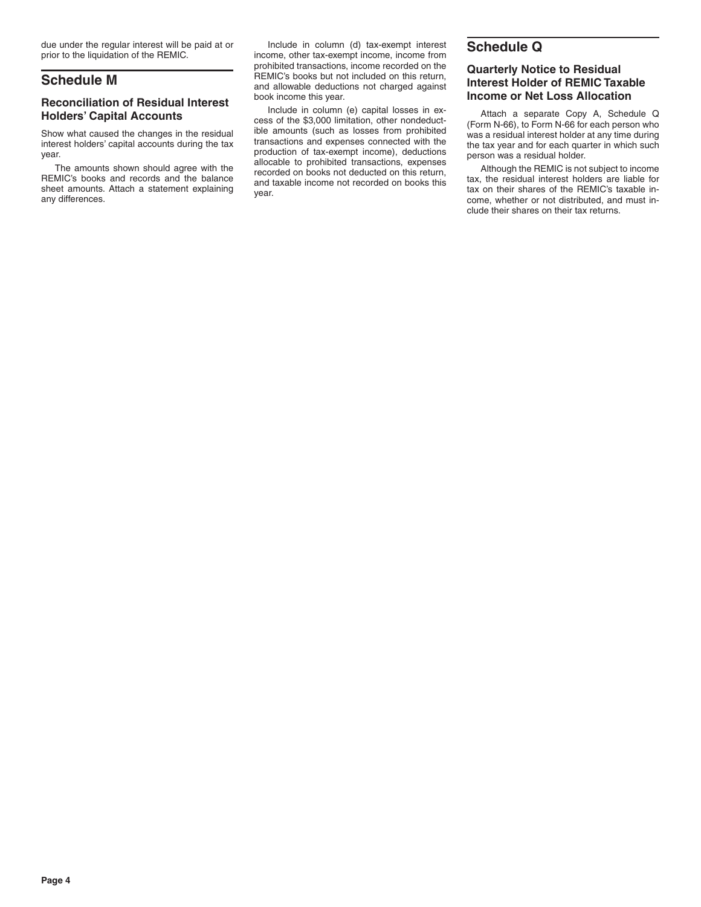due under the regular interest will be paid at or prior to the liquidation of the REMIC.

## Schedule M

### Reconciliation of Residual Interest Holders' Capital Accounts

Show what caused the changes in the residual interest holders' capital accounts during the tax year.

The amounts shown should agree with the REMIC's books and records and the balance sheet amounts. Attach a statement explaining any differences.

Include in column (d) tax-exempt interest income, other tax-exempt income, income from prohibited transactions, income recorded on the REMIC's books but not included on this return, and allowable deductions not charged against book income this year.

Include in column (e) capital losses in excess of the $3,000 limitation, other nondeductible amounts (such as losses from prohibited transactions and expenses connected with the production of tax-exempt income), deductions allocable to prohibited transactions, expenses recorded on books not deducted on this return, and taxable income not recorded on books this year.

## Schedule Q

### Quarterly Notice to Residual Interest Holder of REMIC Taxable Income or Net Loss Allocation

Attach a separate Copy A, Schedule Q (Form N-66), to Form N-66 for each person who was a residual interest holder at any time during the tax year and for each quarter in which such person was a residual holder.

Although the REMIC is not subject to income tax, the residual interest holders are liable for tax on their shares of the REMIC's taxable income, whether or not distributed, and must include their shares on their tax returns.